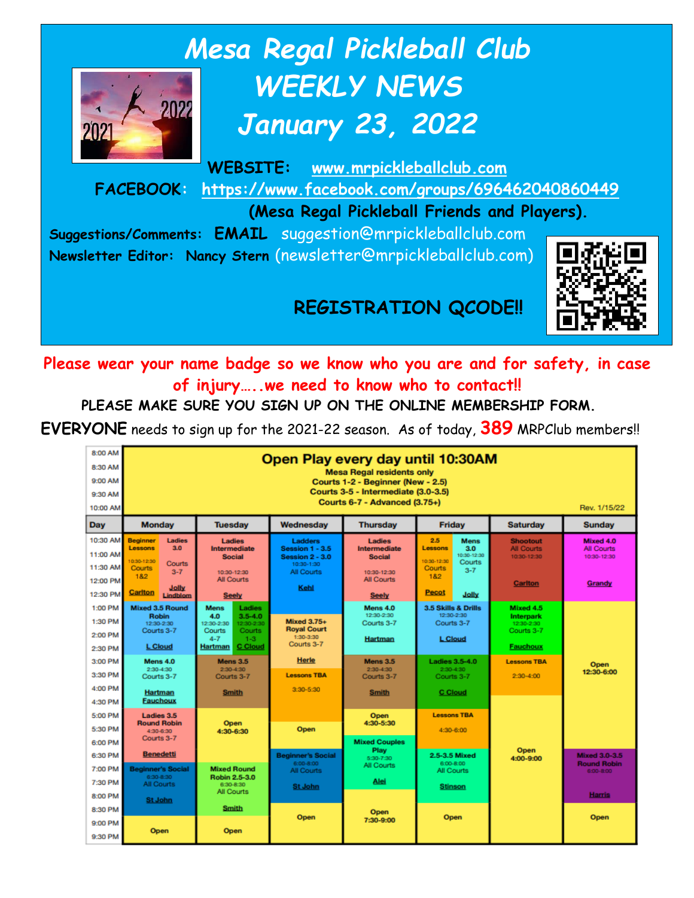# Mesa Regal Pickleball Club
# WEEKLY NEWS
# January 23, 2022

**WEBSITE:** www.mrpickleballclub.com

**FACEBOOK:** https://www.facebook.com/groups/696462040860449 **(Mesa Regal Pickleball Friends and Players).**

**Suggestions/Comments: EMAIL** suggestion@mrpickleballclub.com

**Newsletter Editor: Nancy Stern** (newsletter@mrpickleballclub.com)

**REGISTRATION QCODE!!**

**Please wear your name badge so we know who you are and for safety, in case of injury…..we need to know who to contact!!**

**PLEASE MAKE SURE YOU SIGN UP ON THE ONLINE MEMBERSHIP FORM.**

**EVERYONE** needs to sign up for the 2021-22 season. As of today, **389** MRPClub members!!

**Open Play every day until 10:30AM** (8:00 AM – 10:00 AM)
Mesa Regal residents only
Courts 1-2 - Beginner (New - 2.5)
Courts 3-5 - Intermediate (3.0-3.5)
Courts 6-7 - Advanced (3.75+)

Rev. 1/15/22

| Day | Monday | Tuesday | Wednesday | Thursday | Friday | Saturday | Sunday |
|---|---|---|---|---|---|---|---|
| 10:30 AM – 12:30 PM | Beginner Lessons 10:30-12:30 Courts 1&2 Carlton / Ladies 3.0 Courts 3-7 Jolly Lindblom | Ladies Intermediate Social 10:30-12:30 All Courts Seely | Ladders Session 1 - 3.5 Session 2 - 3.0 10:30-1:30 All Courts Kehl | Ladies Intermediate Social 10:30-12:30 All Courts Seely | 2.5 Lessons 10:30-12:30 Courts 1&2 Pecot / Mens 3.0 10:30-12:30 Courts 3-7 Jolly | Shootout All Courts 10:30-12:30 Carlton | Mixed 4.0 All Courts 10:30-12:30 Grandy |
| 1:00 PM – 2:30 PM | Mixed 3.5 Round Robin 12:30-2:30 Courts 3-7 L Cloud | Mens 4.0 12:30-2:30 Courts 4-7 Hartman / Ladies 3.5-4.0 12:30-2:30 Courts 1-3 C Cloud | Mixed 3.75+ Royal Court 1:30-3:30 Courts 3-7 Herle | Mens 4.0 12:30-2:30 Courts 3-7 Hartman | 3.5 Skills & Drills 12:30-2:30 Courts 3-7 L Cloud | Mixed 4.5 Interpark 12:30-2:30 Courts 3-7 Fauchoux | Open 12:30-6:00 |
| 3:00 PM – 4:30 PM | Mens 4.0 2:30-4:30 Courts 3-7 Hartman Fauchoux | Mens 3.5 2:30-4:30 Courts 3-7 Smith | Lessons TBA 3:30-5:30 | Mens 3.5 2:30-4:30 Courts 3-7 Smith | Ladies 3.5-4.0 2:30-4:30 Courts 3-7 C Cloud | Lessons TBA 2:30-4:00 | |
| 5:00 PM – 6:30 PM | Ladies 3.5 Round Robin 4:30-6:30 Courts 3-7 Benedetti | Open 4:30-6:30 | Open | Open 4:30-5:30 / Mixed Couples Play 5:30-7:30 All Courts Alei | Lessons TBA 4:30-6:00 | Open 4:00-9:00 | |
| 7:00 PM – 8:30 PM | Beginner's Social 6:30-8:30 All Courts St John | Mixed Round Robin 2.5-3.0 6:30-8:30 All Courts Smith | Beginner's Social 6:00-8:00 All Courts St John | | 2.5-3.5 Mixed 6:00-8:00 All Courts Stinson | | Mixed 3.0-3.5 Round Robin 6:00-8:00 Harris |
| 9:00 PM – 9:30 PM | Open | Open | Open | Open 7:30-9:00 | Open | | Open |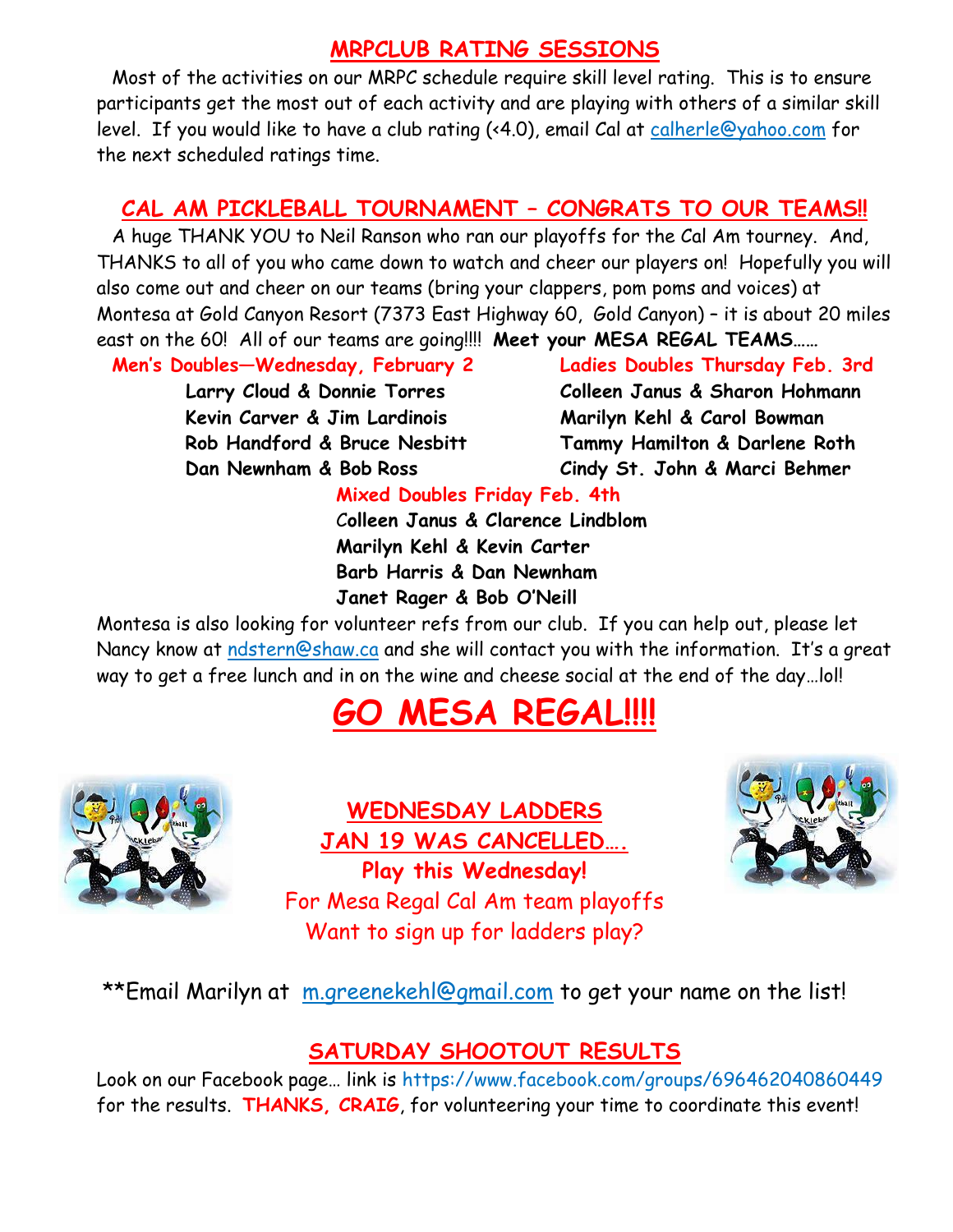## MRPCLUB RATING SESSIONS

Most of the activities on our MRPC schedule require skill level rating. This is to ensure participants get the most out of each activity and are playing with others of a similar skill level. If you would like to have a club rating (<4.0), email Cal at calherle@yahoo.com for the next scheduled ratings time.

## CAL AM PICKLEBALL TOURNAMENT – CONGRATS TO OUR TEAMS!!

A huge THANK YOU to Neil Ranson who ran our playoffs for the Cal Am tourney. And, THANKS to all of you who came down to watch and cheer our players on! Hopefully you will also come out and cheer on our teams (bring your clappers, pom poms and voices) at Montesa at Gold Canyon Resort (7373 East Highway 60, Gold Canyon) – it is about 20 miles east on the 60! All of our teams are going!!!! **Meet your MESA REGAL TEAMS……**

**Men's Doubles—Wednesday, February 2**

**Larry Cloud & Donnie Torres**
**Kevin Carver & Jim Lardinois**
**Rob Handford & Bruce Nesbitt**
**Dan Newnham & Bob Ross**

**Ladies Doubles Thursday Feb. 3rd**

**Colleen Janus & Sharon Hohmann**
**Marilyn Kehl & Carol Bowman**
**Tammy Hamilton & Darlene Roth**
**Cindy St. John & Marci Behmer**

**Mixed Doubles Friday Feb. 4th**

**Colleen Janus & Clarence Lindblom**
**Marilyn Kehl & Kevin Carter**
**Barb Harris & Dan Newnham**
**Janet Rager & Bob O'Neill**

Montesa is also looking for volunteer refs from our club. If you can help out, please let Nancy know at ndstern@shaw.ca and she will contact you with the information. It's a great way to get a free lunch and in on the wine and cheese social at the end of the day…lol!

# GO MESA REGAL!!!!

## WEDNESDAY LADDERS

## JAN 19 WAS CANCELLED….

**Play this Wednesday!**

For Mesa Regal Cal Am team playoffs

Want to sign up for ladders play?

**Email Marilyn at m.greenekehl@gmail.com to get your name on the list!

## SATURDAY SHOOTOUT RESULTS

Look on our Facebook page… link is https://www.facebook.com/groups/696462040860449 for the results. **THANKS, CRAIG**, for volunteering your time to coordinate this event!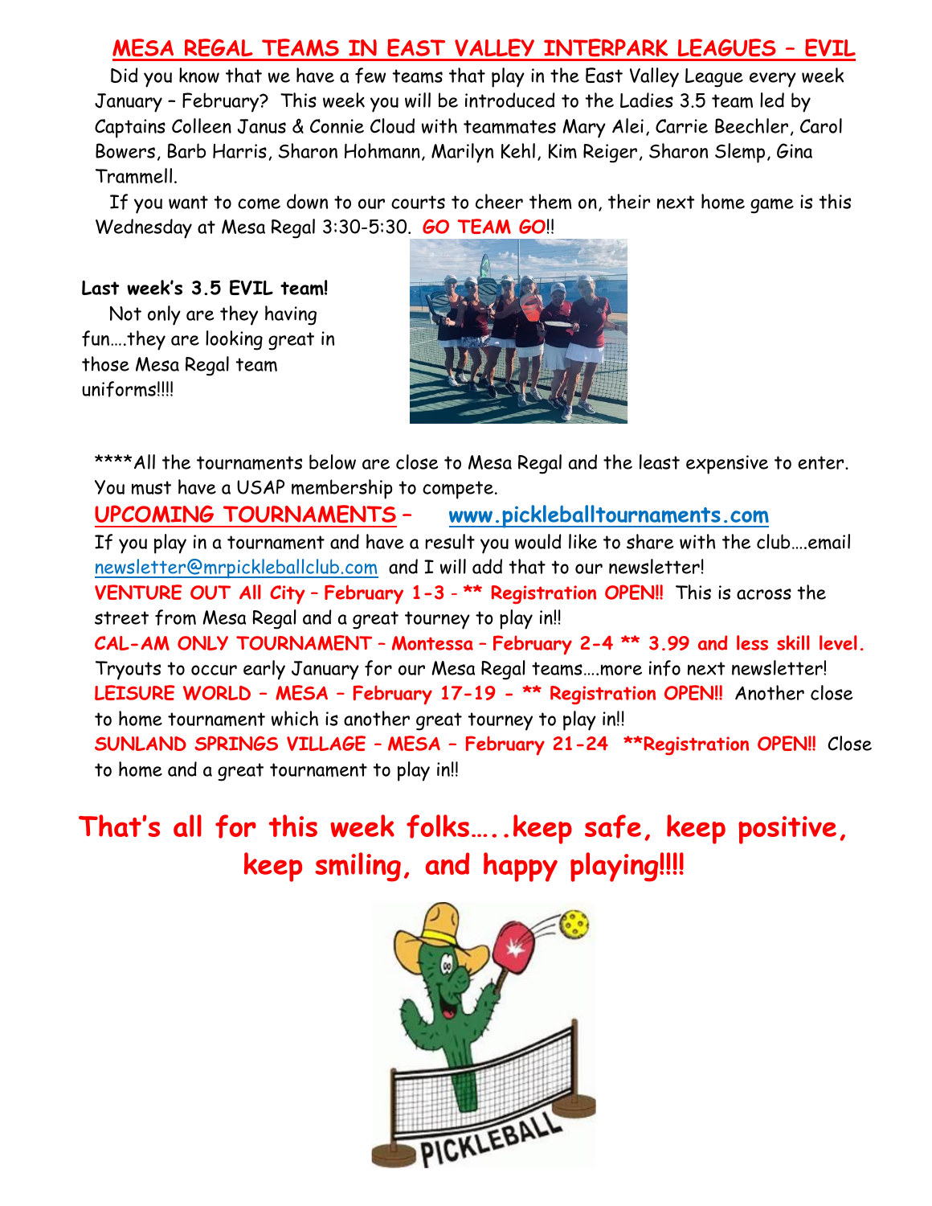## MESA REGAL TEAMS IN EAST VALLEY INTERPARK LEAGUES – EVIL

Did you know that we have a few teams that play in the East Valley League every week January – February? This week you will be introduced to the Ladies 3.5 team led by Captains Colleen Janus & Connie Cloud with teammates Mary Alei, Carrie Beechler, Carol Bowers, Barb Harris, Sharon Hohmann, Marilyn Kehl, Kim Reiger, Sharon Slemp, Gina Trammell.

If you want to come down to our courts to cheer them on, their next home game is this Wednesday at Mesa Regal 3:30-5:30. **GO TEAM GO**!!

**Last week's 3.5 EVIL team!**

Not only are they having fun….they are looking great in those Mesa Regal team uniforms!!!!

****All the tournaments below are close to Mesa Regal and the least expensive to enter. You must have a USAP membership to compete.

## UPCOMING TOURNAMENTS – www.pickleballtournaments.com

If you play in a tournament and have a result you would like to share with the club….email newsletter@mrpickleballclub.com and I will add that to our newsletter!

**VENTURE OUT All City – February 1-3 - ** Registration OPEN!!** This is across the street from Mesa Regal and a great tourney to play in!!

**CAL-AM ONLY TOURNAMENT – Montessa – February 2-4 ** 3.99 and less skill level.** Tryouts to occur early January for our Mesa Regal teams….more info next newsletter!

**LEISURE WORLD – MESA – February 17-19 - ** Registration OPEN!!** Another close to home tournament which is another great tourney to play in!!

**SUNLAND SPRINGS VILLAGE – MESA – February 21-24 **Registration OPEN!!** Close to home and a great tournament to play in!!

## That's all for this week folks…..keep safe, keep positive, keep smiling, and happy playing!!!!